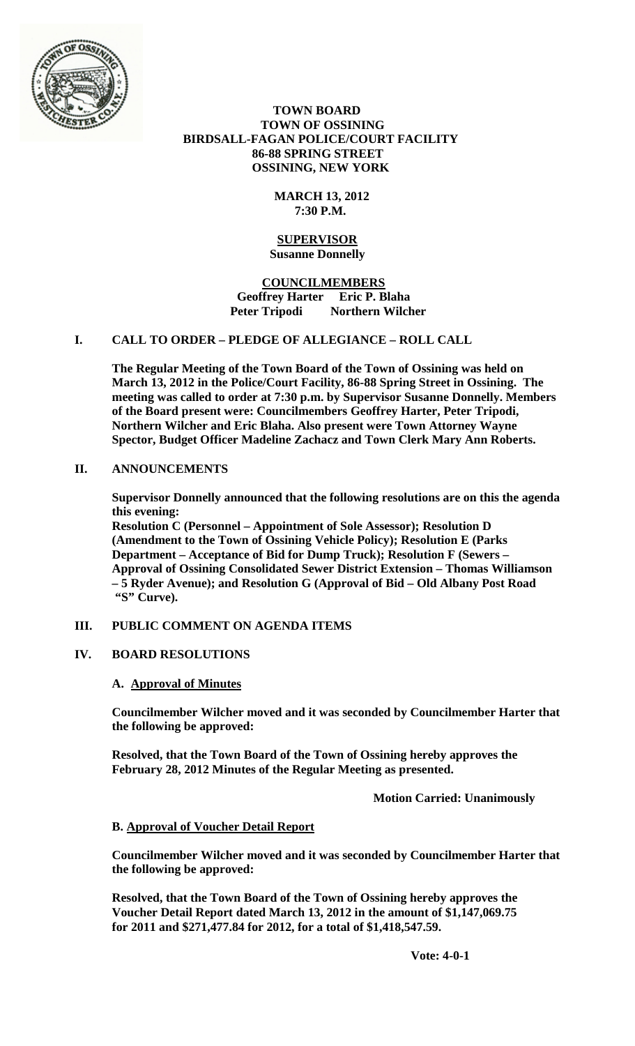# TOWN BOARD
## TOWN OF OSSINING
## BIRDSALL-FAGAN POLICE/COURT FACILITY
## 86-88 SPRING STREET
## OSSINING, NEW YORK

**MARCH 13, 2012**
**7:30 P.M.**

**SUPERVISOR**
**Susanne Donnelly**

**COUNCILMEMBERS**
**Geoffrey Harter Eric P. Blaha**
**Peter Tripodi Northern Wilcher**

## I. CALL TO ORDER – PLEDGE OF ALLEGIANCE – ROLL CALL

**The Regular Meeting of the Town Board of the Town of Ossining was held on March 13, 2012 in the Police/Court Facility, 86-88 Spring Street in Ossining. The meeting was called to order at 7:30 p.m. by Supervisor Susanne Donnelly. Members of the Board present were: Councilmembers Geoffrey Harter, Peter Tripodi, Northern Wilcher and Eric Blaha. Also present were Town Attorney Wayne Spector, Budget Officer Madeline Zachacz and Town Clerk Mary Ann Roberts.**

## II. ANNOUNCEMENTS

**Supervisor Donnelly announced that the following resolutions are on this the agenda this evening:**
**Resolution C (Personnel – Appointment of Sole Assessor); Resolution D (Amendment to the Town of Ossining Vehicle Policy); Resolution E (Parks Department – Acceptance of Bid for Dump Truck); Resolution F (Sewers – Approval of Ossining Consolidated Sewer District Extension – Thomas Williamson – 5 Ryder Avenue); and Resolution G (Approval of Bid – Old Albany Post Road "S" Curve).**

## III. PUBLIC COMMENT ON AGENDA ITEMS

## IV. BOARD RESOLUTIONS

### A. Approval of Minutes

**Councilmember Wilcher moved and it was seconded by Councilmember Harter that the following be approved:**

**Resolved, that the Town Board of the Town of Ossining hereby approves the February 28, 2012 Minutes of the Regular Meeting as presented.**

**Motion Carried: Unanimously**

### B. Approval of Voucher Detail Report

**Councilmember Wilcher moved and it was seconded by Councilmember Harter that the following be approved:**

**Resolved, that the Town Board of the Town of Ossining hereby approves the Voucher Detail Report dated March 13, 2012 in the amount of $1,147,069.75 for 2011 and $271,477.84 for 2012, for a total of $1,418,547.59.**

**Vote: 4-0-1**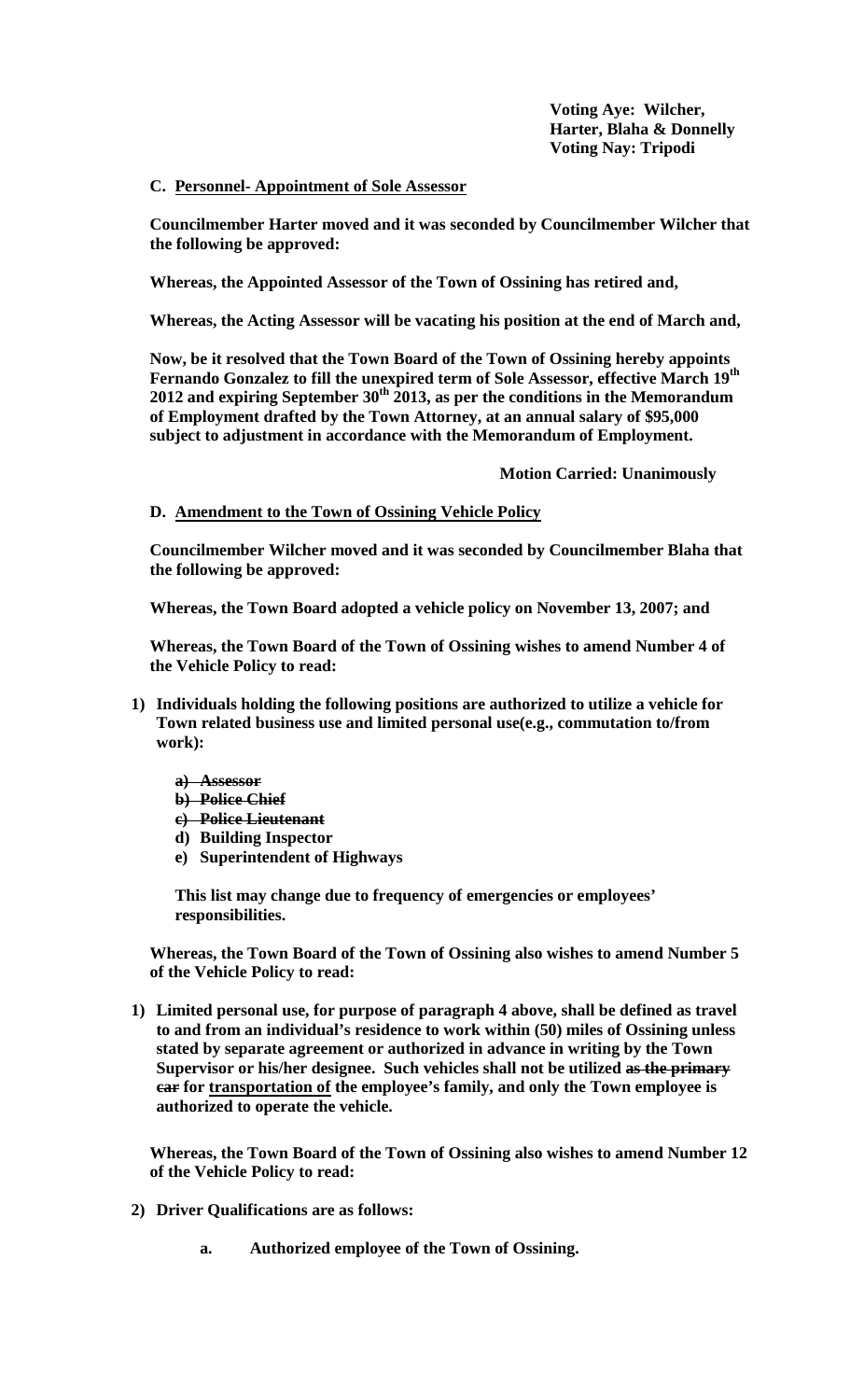**Voting Aye: Wilcher, Harter, Blaha & Donnelly**
**Voting Nay: Tripodi**

**C. Personnel- Appointment of Sole Assessor**

**Councilmember Harter moved and it was seconded by Councilmember Wilcher that the following be approved:**

**Whereas, the Appointed Assessor of the Town of Ossining has retired and,**

**Whereas, the Acting Assessor will be vacating his position at the end of March and,**

**Now, be it resolved that the Town Board of the Town of Ossining hereby appoints Fernando Gonzalez to fill the unexpired term of Sole Assessor, effective March 19th 2012 and expiring September 30th 2013, as per the conditions in the Memorandum of Employment drafted by the Town Attorney, at an annual salary of $95,000 subject to adjustment in accordance with the Memorandum of Employment.**

**Motion Carried: Unanimously**

**D. Amendment to the Town of Ossining Vehicle Policy**

**Councilmember Wilcher moved and it was seconded by Councilmember Blaha that the following be approved:**

**Whereas, the Town Board adopted a vehicle policy on November 13, 2007; and**

**Whereas, the Town Board of the Town of Ossining wishes to amend Number 4 of the Vehicle Policy to read:**

1) **Individuals holding the following positions are authorized to utilize a vehicle for Town related business use and limited personal use(e.g., commutation to/from work):**

   a) ~~**Assessor**~~
   b) ~~**Police Chief**~~
   c) ~~**Police Lieutenant**~~
   d) **Building Inspector**
   e) **Superintendent of Highways**

   **This list may change due to frequency of emergencies or employees' responsibilities.**

**Whereas, the Town Board of the Town of Ossining also wishes to amend Number 5 of the Vehicle Policy to read:**

1) **Limited personal use, for purpose of paragraph 4 above, shall be defined as travel to and from an individual's residence to work within (50) miles of Ossining unless stated by separate agreement or authorized in advance in writing by the Town Supervisor or his/her designee. Such vehicles shall not be utilized ~~as the primary car~~ for transportation of the employee's family, and only the Town employee is authorized to operate the vehicle.**

**Whereas, the Town Board of the Town of Ossining also wishes to amend Number 12 of the Vehicle Policy to read:**

2) **Driver Qualifications are as follows:**

   a. **Authorized employee of the Town of Ossining.**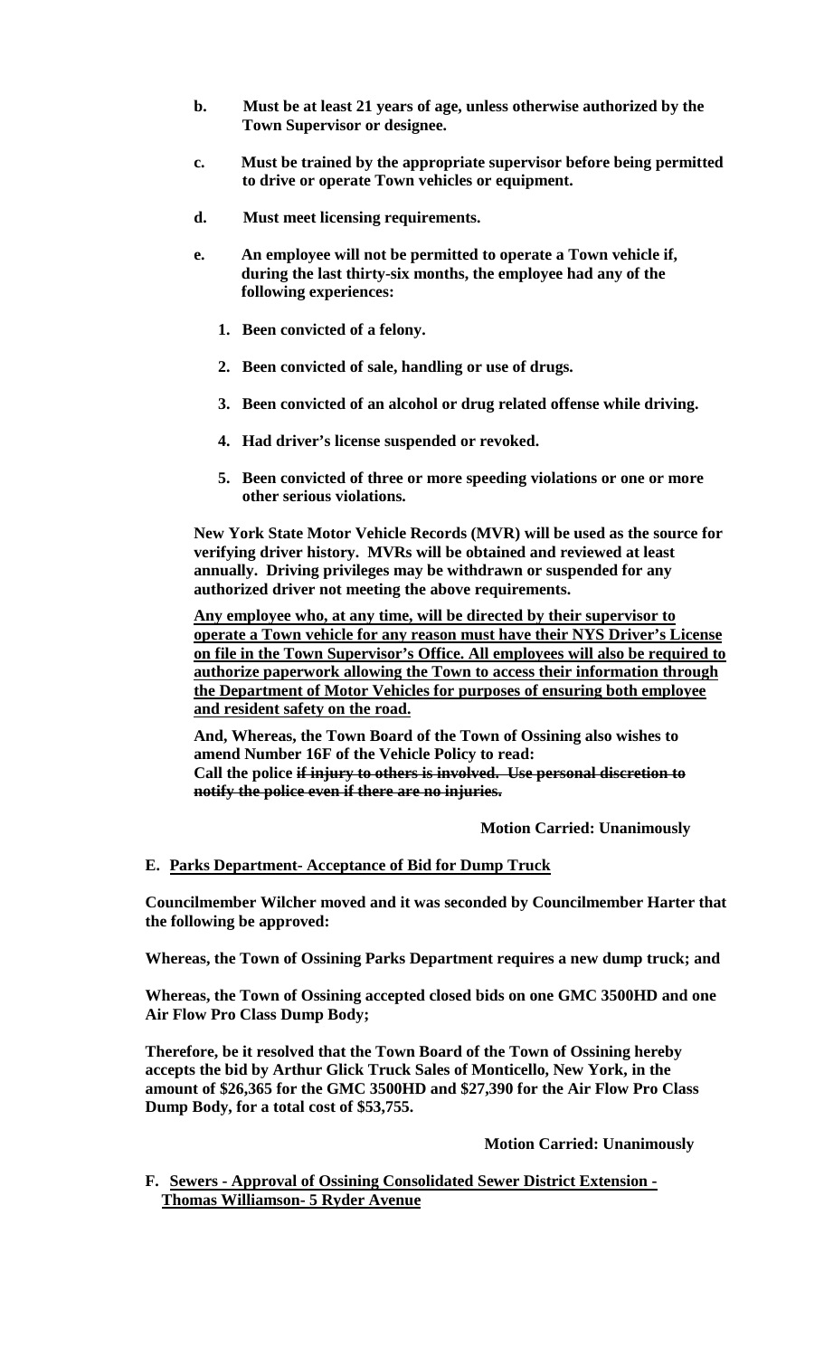**b. Must be at least 21 years of age, unless otherwise authorized by the Town Supervisor or designee.**

**c. Must be trained by the appropriate supervisor before being permitted to drive or operate Town vehicles or equipment.**

**d. Must meet licensing requirements.**

**e. An employee will not be permitted to operate a Town vehicle if, during the last thirty-six months, the employee had any of the following experiences:**

1. **Been convicted of a felony.**
2. **Been convicted of sale, handling or use of drugs.**
3. **Been convicted of an alcohol or drug related offense while driving.**
4. **Had driver's license suspended or revoked.**
5. **Been convicted of three or more speeding violations or one or more other serious violations.**

**New York State Motor Vehicle Records (MVR) will be used as the source for verifying driver history. MVRs will be obtained and reviewed at least annually. Driving privileges may be withdrawn or suspended for any authorized driver not meeting the above requirements.**

<u>**Any employee who, at any time, will be directed by their supervisor to operate a Town vehicle for any reason must have their NYS Driver's License on file in the Town Supervisor's Office. All employees will also be required to authorize paperwork allowing the Town to access their information through the Department of Motor Vehicles for purposes of ensuring both employee and resident safety on the road.**</u>

**And, Whereas, the Town Board of the Town of Ossining also wishes to amend Number 16F of the Vehicle Policy to read:**
**Call the police ~~if injury to others is involved. Use personal discretion to notify the police even if there are no injuries.~~**

**Motion Carried: Unanimously**

**E. <u>Parks Department- Acceptance of Bid for Dump Truck</u>**

**Councilmember Wilcher moved and it was seconded by Councilmember Harter that the following be approved:**

**Whereas, the Town of Ossining Parks Department requires a new dump truck; and**

**Whereas, the Town of Ossining accepted closed bids on one GMC 3500HD and one Air Flow Pro Class Dump Body;**

**Therefore, be it resolved that the Town Board of the Town of Ossining hereby accepts the bid by Arthur Glick Truck Sales of Monticello, New York, in the amount of $26,365 for the GMC 3500HD and $27,390 for the Air Flow Pro Class Dump Body, for a total cost of $53,755.**

**Motion Carried: Unanimously**

**F. <u>Sewers - Approval of Ossining Consolidated Sewer District Extension - Thomas Williamson- 5 Ryder Avenue</u>**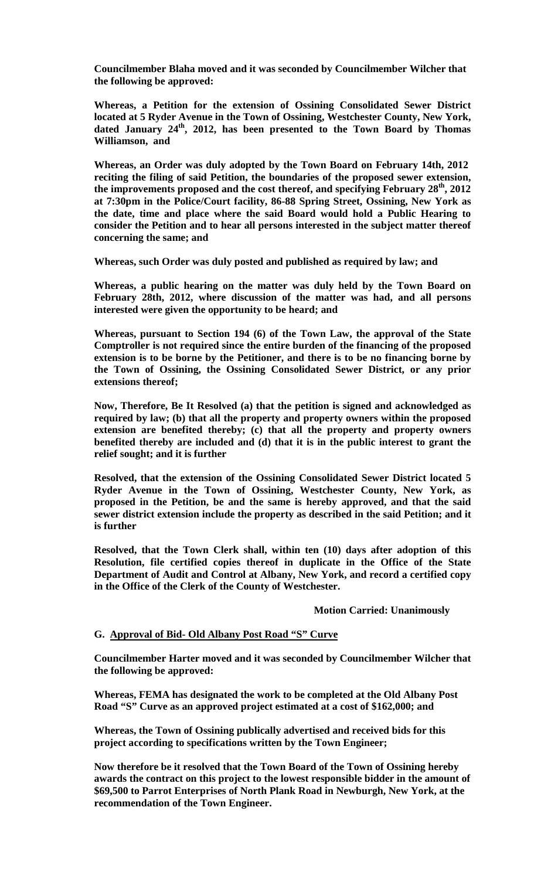**Councilmember Blaha moved and it was seconded by Councilmember Wilcher that the following be approved:**

**Whereas, a Petition for the extension of Ossining Consolidated Sewer District located at 5 Ryder Avenue in the Town of Ossining, Westchester County, New York, dated January 24th, 2012, has been presented to the Town Board by Thomas Williamson, and**

**Whereas, an Order was duly adopted by the Town Board on February 14th, 2012 reciting the filing of said Petition, the boundaries of the proposed sewer extension, the improvements proposed and the cost thereof, and specifying February 28th, 2012 at 7:30pm in the Police/Court facility, 86-88 Spring Street, Ossining, New York as the date, time and place where the said Board would hold a Public Hearing to consider the Petition and to hear all persons interested in the subject matter thereof concerning the same; and**

**Whereas, such Order was duly posted and published as required by law; and**

**Whereas, a public hearing on the matter was duly held by the Town Board on February 28th, 2012, where discussion of the matter was had, and all persons interested were given the opportunity to be heard; and**

**Whereas, pursuant to Section 194 (6) of the Town Law, the approval of the State Comptroller is not required since the entire burden of the financing of the proposed extension is to be borne by the Petitioner, and there is to be no financing borne by the Town of Ossining, the Ossining Consolidated Sewer District, or any prior extensions thereof;**

**Now, Therefore, Be It Resolved (a) that the petition is signed and acknowledged as required by law; (b) that all the property and property owners within the proposed extension are benefited thereby; (c) that all the property and property owners benefited thereby are included and (d) that it is in the public interest to grant the relief sought; and it is further**

**Resolved, that the extension of the Ossining Consolidated Sewer District located 5 Ryder Avenue in the Town of Ossining, Westchester County, New York, as proposed in the Petition, be and the same is hereby approved, and that the said sewer district extension include the property as described in the said Petition; and it is further**

**Resolved, that the Town Clerk shall, within ten (10) days after adoption of this Resolution, file certified copies thereof in duplicate in the Office of the State Department of Audit and Control at Albany, New York, and record a certified copy in the Office of the Clerk of the County of Westchester.**

**Motion Carried: Unanimously**

**G. Approval of Bid- Old Albany Post Road "S" Curve**

**Councilmember Harter moved and it was seconded by Councilmember Wilcher that the following be approved:**

**Whereas, FEMA has designated the work to be completed at the Old Albany Post Road "S" Curve as an approved project estimated at a cost of $162,000; and**

**Whereas, the Town of Ossining publically advertised and received bids for this project according to specifications written by the Town Engineer;**

**Now therefore be it resolved that the Town Board of the Town of Ossining hereby awards the contract on this project to the lowest responsible bidder in the amount of $69,500 to Parrot Enterprises of North Plank Road in Newburgh, New York, at the recommendation of the Town Engineer.**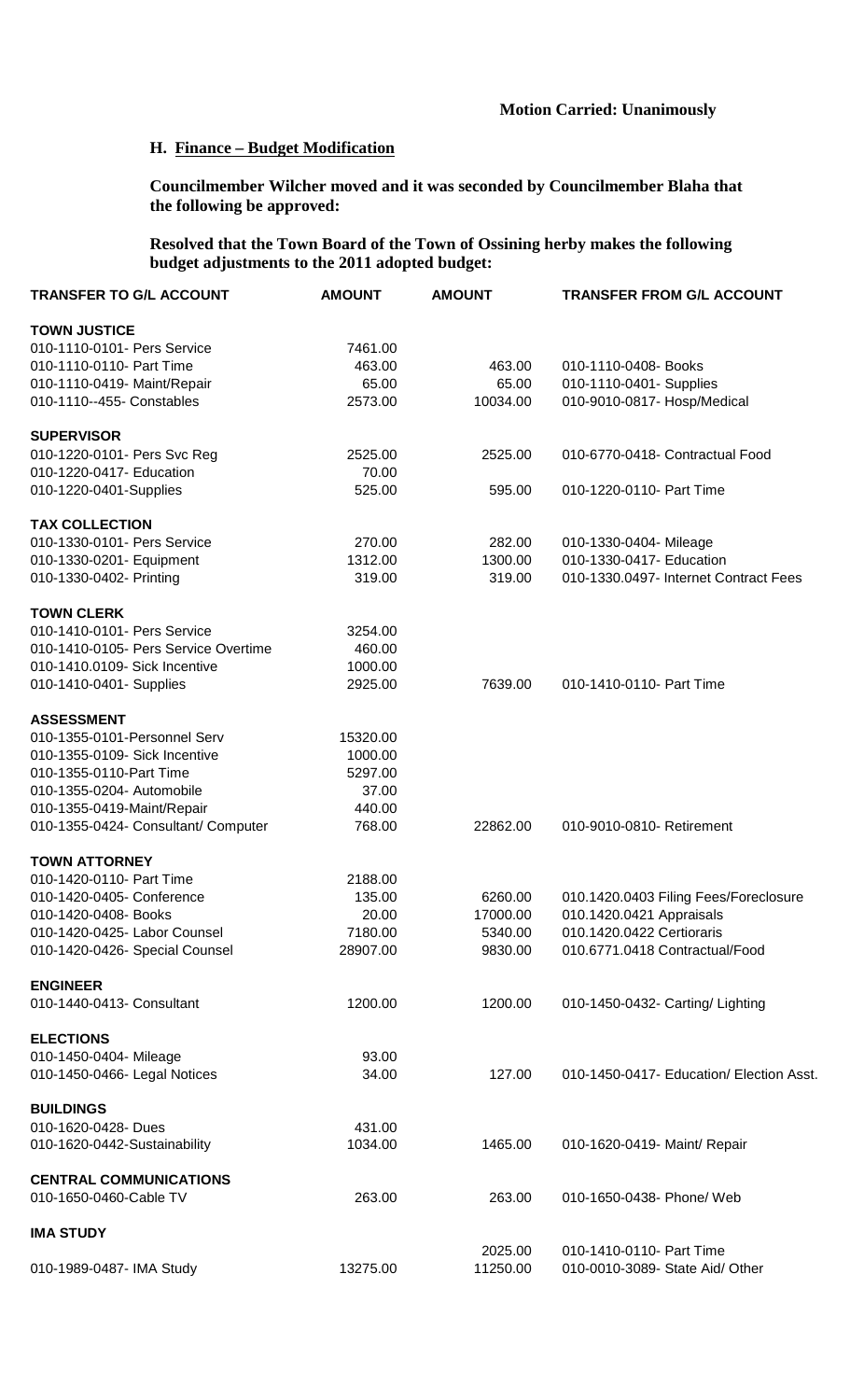**Motion Carried: Unanimously**

### H. Finance – Budget Modification

**Councilmember Wilcher moved and it was seconded by Councilmember Blaha that the following be approved:**

**Resolved that the Town Board of the Town of Ossining herby makes the following budget adjustments to the 2011 adopted budget:**

| TRANSFER TO G/L ACCOUNT | AMOUNT | AMOUNT | TRANSFER FROM G/L ACCOUNT |
|---|---|---|---|
| **TOWN JUSTICE** | | | |
| 010-1110-0101- Pers Service | 7461.00 | | |
| 010-1110-0110- Part Time | 463.00 | 463.00 | 010-1110-0408- Books |
| 010-1110-0419- Maint/Repair | 65.00 | 65.00 | 010-1110-0401- Supplies |
| 010-1110--455- Constables | 2573.00 | 10034.00 | 010-9010-0817- Hosp/Medical |
| **SUPERVISOR** | | | |
| 010-1220-0101- Pers Svc Reg | 2525.00 | 2525.00 | 010-6770-0418- Contractual Food |
| 010-1220-0417- Education | 70.00 | | |
| 010-1220-0401-Supplies | 525.00 | 595.00 | 010-1220-0110- Part Time |
| **TAX COLLECTION** | | | |
| 010-1330-0101- Pers Service | 270.00 | 282.00 | 010-1330-0404- Mileage |
| 010-1330-0201- Equipment | 1312.00 | 1300.00 | 010-1330-0417- Education |
| 010-1330-0402- Printing | 319.00 | 319.00 | 010-1330.0497- Internet Contract Fees |
| **TOWN CLERK** | | | |
| 010-1410-0101- Pers Service | 3254.00 | | |
| 010-1410-0105- Pers Service Overtime | 460.00 | | |
| 010-1410.0109- Sick Incentive | 1000.00 | | |
| 010-1410-0401- Supplies | 2925.00 | 7639.00 | 010-1410-0110- Part Time |
| **ASSESSMENT** | | | |
| 010-1355-0101-Personnel Serv | 15320.00 | | |
| 010-1355-0109- Sick Incentive | 1000.00 | | |
| 010-1355-0110-Part Time | 5297.00 | | |
| 010-1355-0204- Automobile | 37.00 | | |
| 010-1355-0419-Maint/Repair | 440.00 | | |
| 010-1355-0424- Consultant/ Computer | 768.00 | 22862.00 | 010-9010-0810- Retirement |
| **TOWN ATTORNEY** | | | |
| 010-1420-0110- Part Time | 2188.00 | | |
| 010-1420-0405- Conference | 135.00 | 6260.00 | 010.1420.0403 Filing Fees/Foreclosure |
| 010-1420-0408- Books | 20.00 | 17000.00 | 010.1420.0421 Appraisals |
| 010-1420-0425- Labor Counsel | 7180.00 | 5340.00 | 010.1420.0422 Certioraris |
| 010-1420-0426- Special Counsel | 28907.00 | 9830.00 | 010.6771.0418 Contractual/Food |
| **ENGINEER** | | | |
| 010-1440-0413- Consultant | 1200.00 | 1200.00 | 010-1450-0432- Carting/ Lighting |
| **ELECTIONS** | | | |
| 010-1450-0404- Mileage | 93.00 | | |
| 010-1450-0466- Legal Notices | 34.00 | 127.00 | 010-1450-0417- Education/ Election Asst. |
| **BUILDINGS** | | | |
| 010-1620-0428- Dues | 431.00 | | |
| 010-1620-0442-Sustainability | 1034.00 | 1465.00 | 010-1620-0419- Maint/ Repair |
| **CENTRAL COMMUNICATIONS** | | | |
| 010-1650-0460-Cable TV | 263.00 | 263.00 | 010-1650-0438- Phone/ Web |
| **IMA STUDY** | | | |
| | | 2025.00 | 010-1410-0110- Part Time |
| 010-1989-0487- IMA Study | 13275.00 | 11250.00 | 010-0010-3089- State Aid/ Other |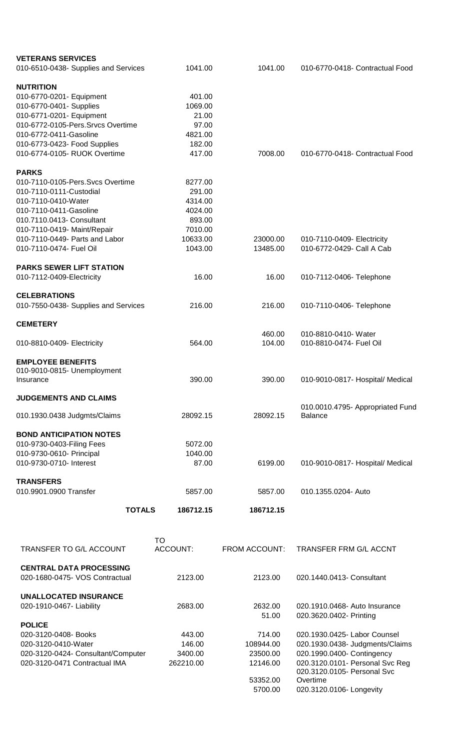| | | | |
|---|---|---|---|
| **VETERANS SERVICES** | | | |
| 010-6510-0438- Supplies and Services | 1041.00 | 1041.00 | 010-6770-0418- Contractual Food |
| | | | |
| **NUTRITION** | | | |
| 010-6770-0201- Equipment | 401.00 | | |
| 010-6770-0401- Supplies | 1069.00 | | |
| 010-6771-0201- Equipment | 21.00 | | |
| 010-6772-0105-Pers.Srvcs Overtime | 97.00 | | |
| 010-6772-0411-Gasoline | 4821.00 | | |
| 010-6773-0423- Food Supplies | 182.00 | | |
| 010-6774-0105- RUOK Overtime | 417.00 | 7008.00 | 010-6770-0418- Contractual Food |
| | | | |
| **PARKS** | | | |
| 010-7110-0105-Pers.Svcs Overtime | 8277.00 | | |
| 010-7110-0111-Custodial | 291.00 | | |
| 010-7110-0410-Water | 4314.00 | | |
| 010-7110-0411-Gasoline | 4024.00 | | |
| 010.7110.0413- Consultant | 893.00 | | |
| 010-7110-0419- Maint/Repair | 7010.00 | | |
| 010-7110-0449- Parts and Labor | 10633.00 | 23000.00 | 010-7110-0409- Electricity |
| 010-7110-0474- Fuel Oil | 1043.00 | 13485.00 | 010-6772-0429- Call A Cab |
| | | | |
| **PARKS SEWER LIFT STATION** | | | |
| 010-7112-0409-Electricity | 16.00 | 16.00 | 010-7112-0406- Telephone |
| | | | |
| **CELEBRATIONS** | | | |
| 010-7550-0438- Supplies and Services | 216.00 | 216.00 | 010-7110-0406- Telephone |
| | | | |
| **CEMETERY** | | | |
| | | 460.00 | 010-8810-0410- Water |
| 010-8810-0409- Electricity | 564.00 | 104.00 | 010-8810-0474- Fuel Oil |
| | | | |
| **EMPLOYEE BENEFITS** | | | |
| 010-9010-0815- Unemployment Insurance | 390.00 | 390.00 | 010-9010-0817- Hospital/ Medical |
| | | | |
| **JUDGEMENTS AND CLAIMS** | | | |
| 010.1930.0438 Judgmts/Claims | 28092.15 | 28092.15 | 010.0010.4795- Appropriated Fund Balance |
| | | | |
| **BOND ANTICIPATION NOTES** | | | |
| 010-9730-0403-Filing Fees | 5072.00 | | |
| 010-9730-0610- Principal | 1040.00 | | |
| 010-9730-0710- Interest | 87.00 | 6199.00 | 010-9010-0817- Hospital/ Medical |
| | | | |
| **TRANSFERS** | | | |
| 010.9901.0900 Transfer | 5857.00 | 5857.00 | 010.1355.0204- Auto |
| | | | |
| **TOTALS** | **186712.15** | **186712.15** | |

| TRANSFER TO G/L ACCOUNT | TO ACCOUNT: | FROM ACCOUNT: | TRANSFER FRM G/L ACCNT |
|---|---|---|---|
| **CENTRAL DATA PROCESSING** | | | |
| 020-1680-0475- VOS Contractual | 2123.00 | 2123.00 | 020.1440.0413- Consultant |
| | | | |
| **UNALLOCATED INSURANCE** | | | |
| 020-1910-0467- Liability | 2683.00 | 2632.00 | 020.1910.0468- Auto Insurance |
| | | 51.00 | 020.3620.0402- Printing |
| **POLICE** | | | |
| 020-3120-0408- Books | 443.00 | 714.00 | 020.1930.0425- Labor Counsel |
| 020-3120-0410-Water | 146.00 | 108944.00 | 020.1930.0438- Judgments/Claims |
| 020-3120-0424- Consultant/Computer | 3400.00 | 23500.00 | 020.1990.0400- Contingency |
| 020-3120-0471 Contractual IMA | 262210.00 | 12146.00 | 020.3120.0101- Personal Svc Reg |
| | | 53352.00 | 020.3120.0105- Personal Svc Overtime |
| | | 5700.00 | 020.3120.0106- Longevity |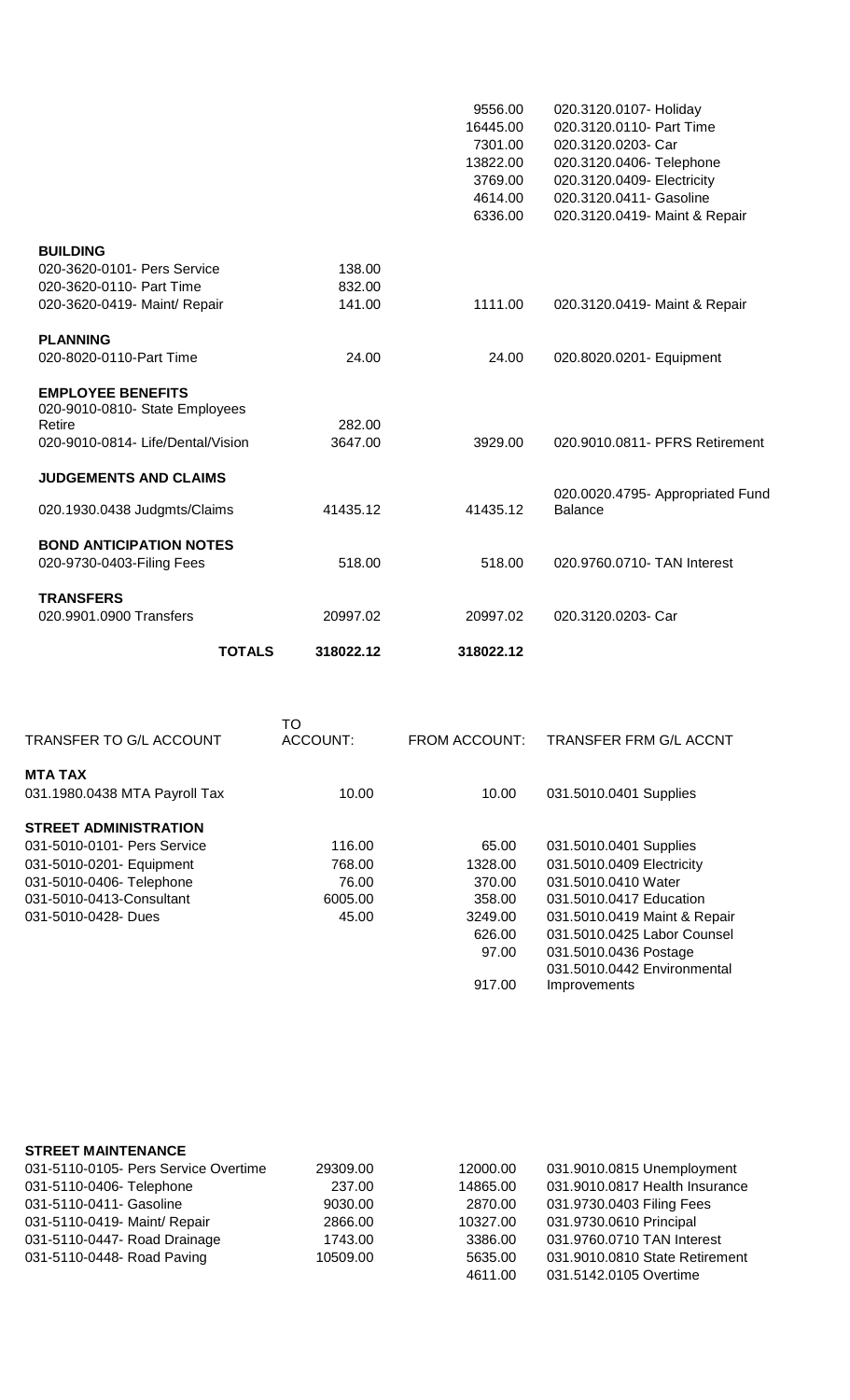| | | | |
|---|---|---|---|
| | | 9556.00 | 020.3120.0107- Holiday |
| | | 16445.00 | 020.3120.0110- Part Time |
| | | 7301.00 | 020.3120.0203- Car |
| | | 13822.00 | 020.3120.0406- Telephone |
| | | 3769.00 | 020.3120.0409- Electricity |
| | | 4614.00 | 020.3120.0411- Gasoline |
| | | 6336.00 | 020.3120.0419- Maint & Repair |
| **BUILDING** | | | |
| 020-3620-0101- Pers Service | 138.00 | | |
| 020-3620-0110- Part Time | 832.00 | | |
| 020-3620-0419- Maint/ Repair | 141.00 | 1111.00 | 020.3120.0419- Maint & Repair |
| **PLANNING** | | | |
| 020-8020-0110-Part Time | 24.00 | 24.00 | 020.8020.0201- Equipment |
| **EMPLOYEE BENEFITS** | | | |
| 020-9010-0810- State Employees Retire | 282.00 | | |
| 020-9010-0814- Life/Dental/Vision | 3647.00 | 3929.00 | 020.9010.0811- PFRS Retirement |
| **JUDGEMENTS AND CLAIMS** | | | |
| 020.1930.0438 Judgmts/Claims | 41435.12 | 41435.12 | 020.0020.4795- Appropriated Fund Balance |
| **BOND ANTICIPATION NOTES** | | | |
| 020-9730-0403-Filing Fees | 518.00 | 518.00 | 020.9760.0710- TAN Interest |
| **TRANSFERS** | | | |
| 020.9901.0900 Transfers | 20997.02 | 20997.02 | 020.3120.0203- Car |
| **TOTALS** | **318022.12** | **318022.12** | |

| TRANSFER TO G/L ACCOUNT | TO ACCOUNT: | FROM ACCOUNT: | TRANSFER FRM G/L ACCNT |
|---|---|---|---|
| **MTA TAX** | | | |
| 031.1980.0438 MTA Payroll Tax | 10.00 | 10.00 | 031.5010.0401 Supplies |
| **STREET ADMINISTRATION** | | | |
| 031-5010-0101- Pers Service | 116.00 | 65.00 | 031.5010.0401 Supplies |
| 031-5010-0201- Equipment | 768.00 | 1328.00 | 031.5010.0409 Electricity |
| 031-5010-0406- Telephone | 76.00 | 370.00 | 031.5010.0410 Water |
| 031-5010-0413-Consultant | 6005.00 | 358.00 | 031.5010.0417 Education |
| 031-5010-0428- Dues | 45.00 | 3249.00 | 031.5010.0419 Maint & Repair |
| | | 626.00 | 031.5010.0425 Labor Counsel |
| | | 97.00 | 031.5010.0436 Postage |
| | | 917.00 | 031.5010.0442 Environmental Improvements |
| **STREET MAINTENANCE** | | | |
| 031-5110-0105- Pers Service Overtime | 29309.00 | 12000.00 | 031.9010.0815 Unemployment |
| 031-5110-0406- Telephone | 237.00 | 14865.00 | 031.9010.0817 Health Insurance |
| 031-5110-0411- Gasoline | 9030.00 | 2870.00 | 031.9730.0403 Filing Fees |
| 031-5110-0419- Maint/ Repair | 2866.00 | 10327.00 | 031.9730.0610 Principal |
| 031-5110-0447- Road Drainage | 1743.00 | 3386.00 | 031.9760.0710 TAN Interest |
| 031-5110-0448- Road Paving | 10509.00 | 5635.00 | 031.9010.0810 State Retirement |
| | | 4611.00 | 031.5142.0105 Overtime |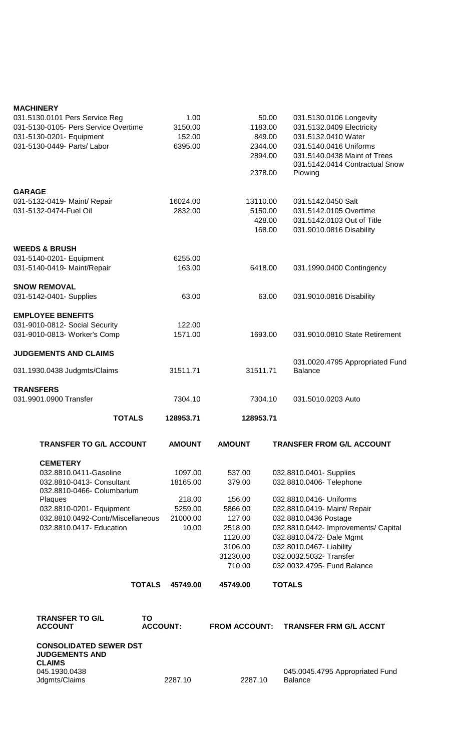| | | | |
|---|---|---|---|
| **MACHINERY** | | | |
| 031.5130.0101 Pers Service Reg | 1.00 | 50.00 | 031.5130.0106 Longevity |
| 031-5130-0105- Pers Service Overtime | 3150.00 | 1183.00 | 031.5132.0409 Electricity |
| 031-5130-0201- Equipment | 152.00 | 849.00 | 031.5132.0410 Water |
| 031-5130-0449- Parts/ Labor | 6395.00 | 2344.00 | 031.5140.0416 Uniforms |
| | | 2894.00 | 031.5140.0438 Maint of Trees |
| | | 2378.00 | 031.5142.0414 Contractual Snow Plowing |
| **GARAGE** | | | |
| 031-5132-0419- Maint/ Repair | 16024.00 | 13110.00 | 031.5142.0450 Salt |
| 031-5132-0474-Fuel Oil | 2832.00 | 5150.00 | 031.5142.0105 Overtime |
| | | 428.00 | 031.5142.0103 Out of Title |
| | | 168.00 | 031.9010.0816 Disability |
| **WEEDS & BRUSH** | | | |
| 031-5140-0201- Equipment | 6255.00 | | |
| 031-5140-0419- Maint/Repair | 163.00 | 6418.00 | 031.1990.0400 Contingency |
| **SNOW REMOVAL** | | | |
| 031-5142-0401- Supplies | 63.00 | 63.00 | 031.9010.0816 Disability |
| **EMPLOYEE BENEFITS** | | | |
| 031-9010-0812- Social Security | 122.00 | | |
| 031-9010-0813- Worker's Comp | 1571.00 | 1693.00 | 031.9010.0810 State Retirement |
| **JUDGEMENTS AND CLAIMS** | | | |
| 031.1930.0438 Judgmts/Claims | 31511.71 | 31511.71 | 031.0020.4795 Appropriated Fund Balance |
| **TRANSFERS** | | | |
| 031.9901.0900 Transfer | 7304.10 | 7304.10 | 031.5010.0203 Auto |
| **TOTALS** | **128953.71** | **128953.71** | |

| TRANSFER TO G/L ACCOUNT | AMOUNT | AMOUNT | TRANSFER FROM G/L ACCOUNT |
|---|---|---|---|
| **CEMETERY** | | | |
| 032.8810.0411-Gasoline | 1097.00 | 537.00 | 032.8810.0401- Supplies |
| 032.8810-0413- Consultant | 18165.00 | 379.00 | 032.8810.0406- Telephone |
| 032.8810-0466- Columbarium Plaques | 218.00 | 156.00 | 032.8810.0416- Uniforms |
| 032.8810-0201- Equipment | 5259.00 | 5866.00 | 032.8810.0419- Maint/ Repair |
| 032.8810-0492-Contr/Miscellaneous | 21000.00 | 127.00 | 032.8810.0436 Postage |
| 032.8810.0417- Education | 10.00 | 2518.00 | 032.8810.0442- Improvements/ Capital |
| | | 1120.00 | 032.8810.0472- Dale Mgmt |
| | | 3106.00 | 032.8010.0467- Liability |
| | | 31230.00 | 032.0032.5032- Transfer |
| | | 710.00 | 032.0032.4795- Fund Balance |
| **TOTALS** | **45749.00** | **45749.00** | **TOTALS** |

| TRANSFER TO G/L ACCOUNT | TO ACCOUNT: | FROM ACCOUNT: | TRANSFER FRM G/L ACCNT |
|---|---|---|---|
| **CONSOLIDATED SEWER DST JUDGEMENTS AND CLAIMS** | | | |
| 045.1930.0438 Jdgmts/Claims | 2287.10 | 2287.10 | 045.0045.4795 Appropriated Fund Balance |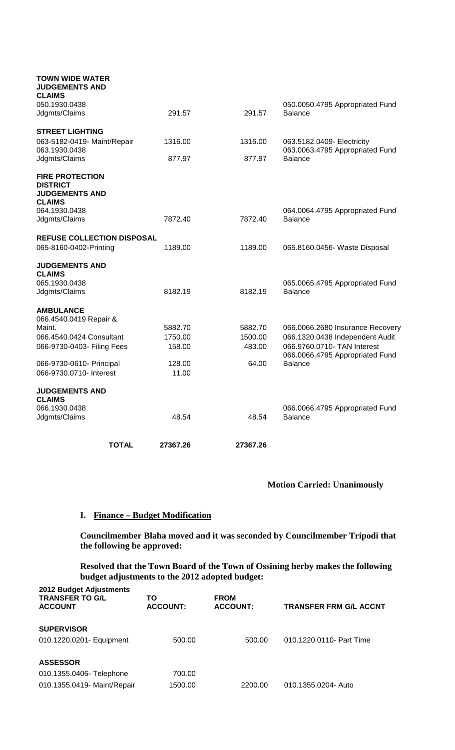| | | | |
|---|---|---|---|
| **TOWN WIDE WATER JUDGEMENTS AND CLAIMS** | | | |
| 050.1930.0438 Jdgmts/Claims | 291.57 | 291.57 | 050.0050.4795 Appropriated Fund Balance |
| **STREET LIGHTING** | | | |
| 063-5182-0419- Maint/Repair | 1316.00 | 1316.00 | 063.5182.0409- Electricity |
| 063.1930.0438 Jdgmts/Claims | 877.97 | 877.97 | 063.0063.4795 Appropriated Fund Balance |
| **FIRE PROTECTION DISTRICT JUDGEMENTS AND CLAIMS** | | | |
| 064.1930.0438 Jdgmts/Claims | 7872.40 | 7872.40 | 064.0064.4795 Appropriated Fund Balance |
| **REFUSE COLLECTION DISPOSAL** | | | |
| 065-8160-0402-Printing | 1189.00 | 1189.00 | 065.8160.0456- Waste Disposal |
| **JUDGEMENTS AND CLAIMS** | | | |
| 065.1930.0438 Jdgmts/Claims | 8182.19 | 8182.19 | 065.0065.4795 Appropriated Fund Balance |
| **AMBULANCE** | | | |
| 066.4540.0419 Repair & Maint. | 5882.70 | 5882.70 | 066.0066.2680 Insurance Recovery |
| 066.4540.0424 Consultant | 1750.00 | 1500.00 | 066.1320.0438 Independent Audit |
| 066-9730-0403- Filing Fees | 158.00 | 483.00 | 066.9760.0710- TAN Interest |
| 066-9730-0610- Principal | 128.00 | 64.00 | 066.0066.4795 Appropriated Fund Balance |
| 066-9730.0710- Interest | 11.00 | | |
| **JUDGEMENTS AND CLAIMS** | | | |
| 066.1930.0438 Jdgmts/Claims | 48.54 | 48.54 | 066.0066.4795 Appropriated Fund Balance |
| **TOTAL** | **27367.26** | **27367.26** | |

**Motion Carried: Unanimously**

## I. Finance – Budget Modification

**Councilmember Blaha moved and it was seconded by Councilmember Tripodi that the following be approved:**

**Resolved that the Town Board of the Town of Ossining herby makes the following budget adjustments to the 2012 adopted budget:**

| 2012 Budget Adjustments TRANSFER TO G/L ACCOUNT | TO ACCOUNT: | FROM ACCOUNT: | TRANSFER FRM G/L ACCNT |
|---|---|---|---|
| **SUPERVISOR** | | | |
| 010.1220.0201- Equipment | 500.00 | 500.00 | 010.1220.0110- Part Time |
| **ASSESSOR** | | | |
| 010.1355.0406- Telephone | 700.00 | | |
| 010.1355.0419- Maint/Repair | 1500.00 | 2200.00 | 010.1355.0204- Auto |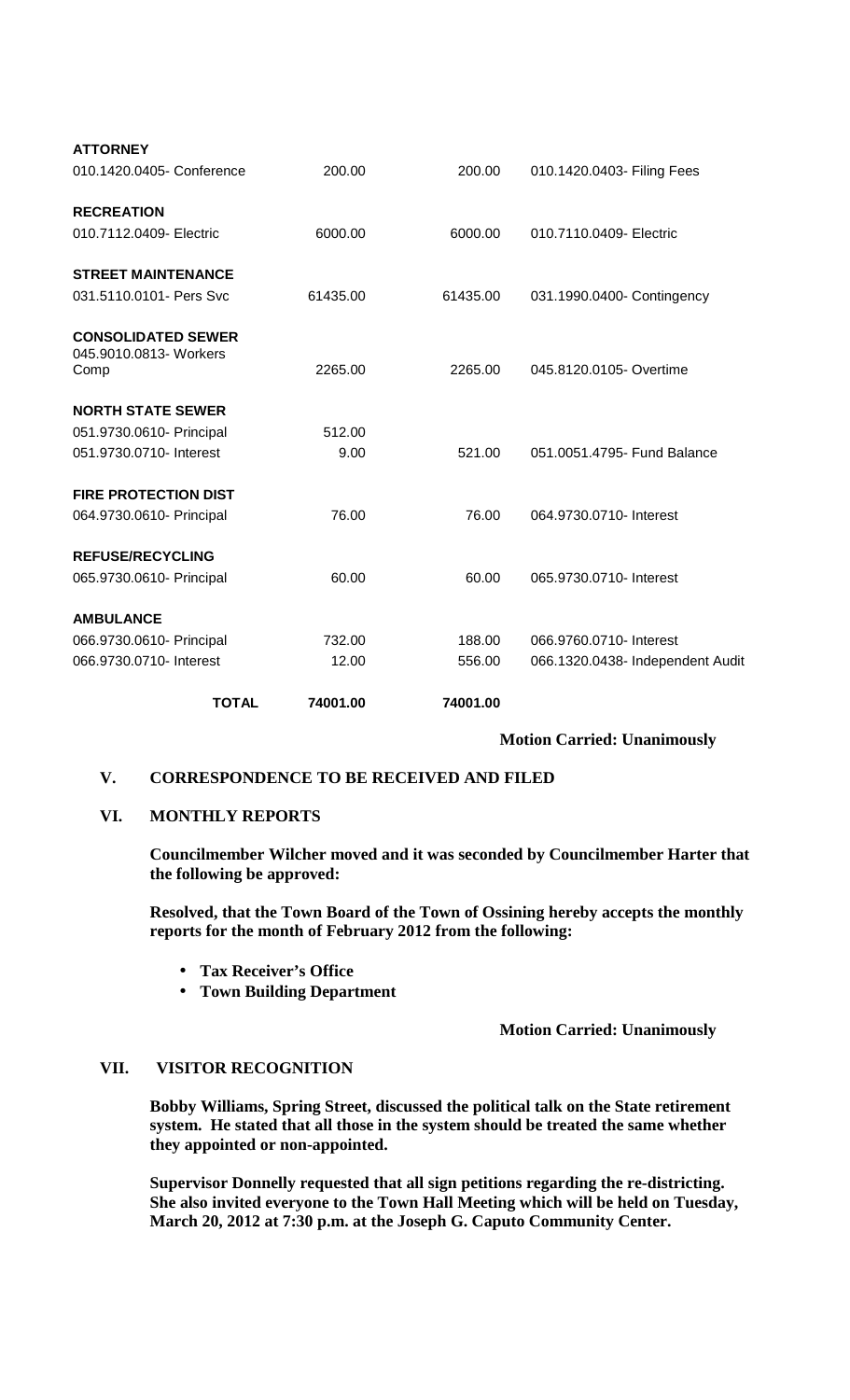| | | | |
|---|---|---|---|
| **ATTORNEY** | | | |
| 010.1420.0405- Conference | 200.00 | 200.00 | 010.1420.0403- Filing Fees |
| **RECREATION** | | | |
| 010.7112.0409- Electric | 6000.00 | 6000.00 | 010.7110.0409- Electric |
| **STREET MAINTENANCE** | | | |
| 031.5110.0101- Pers Svc | 61435.00 | 61435.00 | 031.1990.0400- Contingency |
| **CONSOLIDATED SEWER** | | | |
| 045.9010.0813- Workers Comp | 2265.00 | 2265.00 | 045.8120.0105- Overtime |
| **NORTH STATE SEWER** | | | |
| 051.9730.0610- Principal | 512.00 | | |
| 051.9730.0710- Interest | 9.00 | 521.00 | 051.0051.4795- Fund Balance |
| **FIRE PROTECTION DIST** | | | |
| 064.9730.0610- Principal | 76.00 | 76.00 | 064.9730.0710- Interest |
| **REFUSE/RECYCLING** | | | |
| 065.9730.0610- Principal | 60.00 | 60.00 | 065.9730.0710- Interest |
| **AMBULANCE** | | | |
| 066.9730.0610- Principal | 732.00 | 188.00 | 066.9760.0710- Interest |
| 066.9730.0710- Interest | 12.00 | 556.00 | 066.1320.0438- Independent Audit |
| **TOTAL** | **74001.00** | **74001.00** | |

**Motion Carried: Unanimously**

## V. CORRESPONDENCE TO BE RECEIVED AND FILED

## VI. MONTHLY REPORTS

**Councilmember Wilcher moved and it was seconded by Councilmember Harter that the following be approved:**

**Resolved, that the Town Board of the Town of Ossining hereby accepts the monthly reports for the month of February 2012 from the following:**

- **Tax Receiver's Office**
- **Town Building Department**

**Motion Carried: Unanimously**

## VII. VISITOR RECOGNITION

**Bobby Williams, Spring Street, discussed the political talk on the State retirement system. He stated that all those in the system should be treated the same whether they appointed or non-appointed.**

**Supervisor Donnelly requested that all sign petitions regarding the re-districting. She also invited everyone to the Town Hall Meeting which will be held on Tuesday, March 20, 2012 at 7:30 p.m. at the Joseph G. Caputo Community Center.**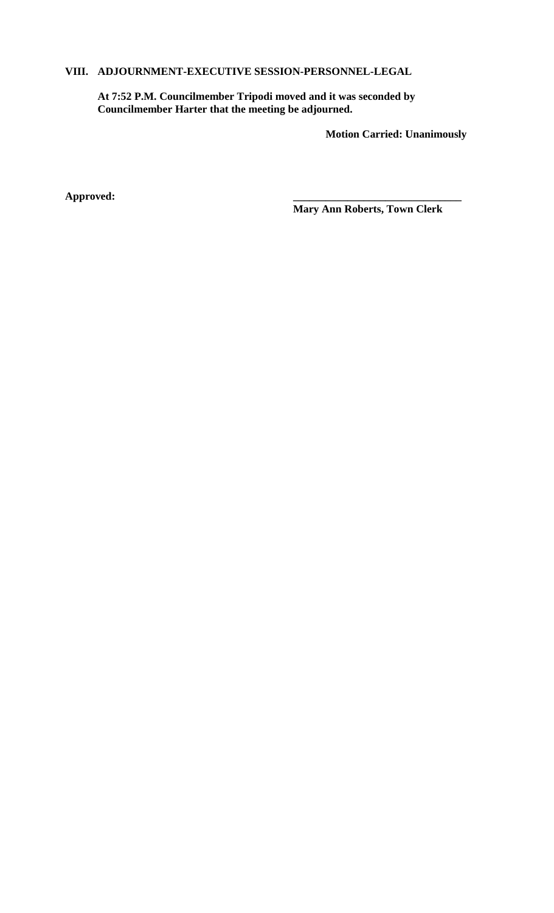## VIII. ADJOURNMENT-EXECUTIVE SESSION-PERSONNEL-LEGAL

**At 7:52 P.M. Councilmember Tripodi moved and it was seconded by Councilmember Harter that the meeting be adjourned.**

**Motion Carried: Unanimously**

**Approved:**

**______________________________**
**Mary Ann Roberts, Town Clerk**